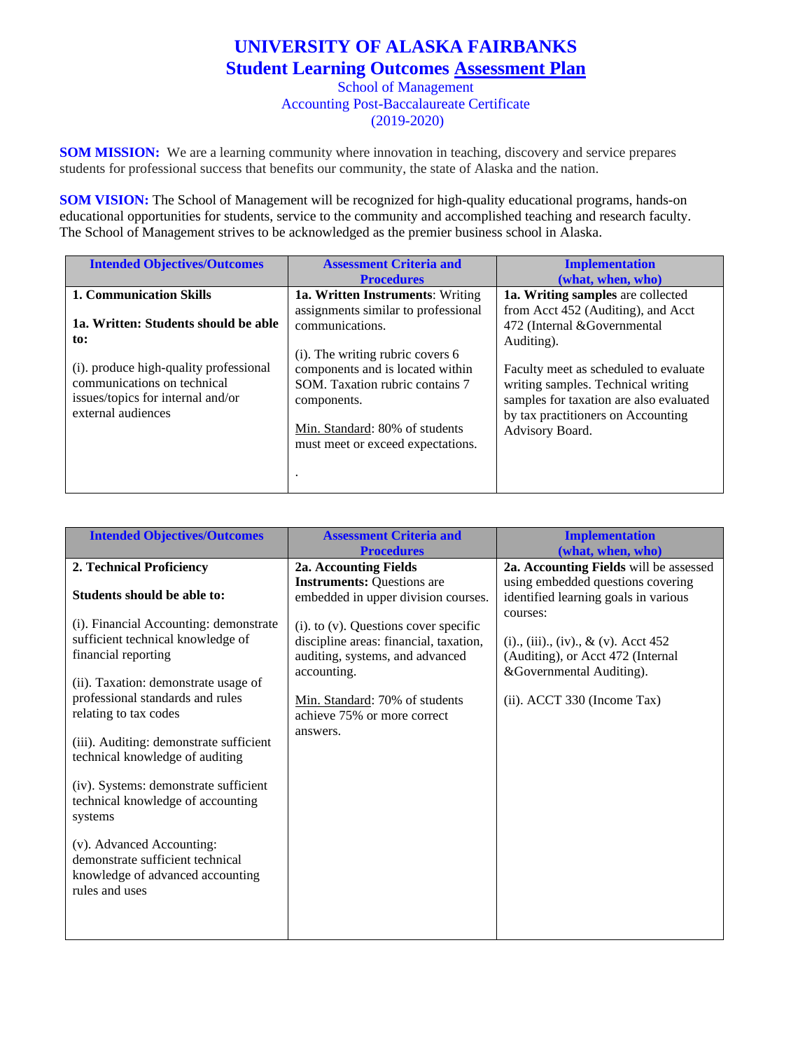# UNIVERSITY OF ALASKA FAIRBANKS
## Student Learning Outcomes Assessment Plan

School of Management
Accounting Post-Baccalaureate Certificate
(2019-2020)

**SOM MISSION:** We are a learning community where innovation in teaching, discovery and service prepares students for professional success that benefits our community, the state of Alaska and the nation.

**SOM VISION:** The School of Management will be recognized for high-quality educational programs, hands-on educational opportunities for students, service to the community and accomplished teaching and research faculty. The School of Management strives to be acknowledged as the premier business school in Alaska.

| Intended Objectives/Outcomes | Assessment Criteria and Procedures | Implementation (what, when, who) |
|---|---|---|
| **1. Communication Skills**<br><br>**1a. Written: Students should be able to:**<br><br>(i). produce high-quality professional communications on technical issues/topics for internal and/or external audiences | **1a. Written Instruments**: Writing assignments similar to professional communications.<br><br>(i). The writing rubric covers 6 components and is located within SOM. Taxation rubric contains 7 components.<br><br>Min. Standard: 80% of students must meet or exceed expectations.<br><br>. | **1a. Writing samples** are collected from Acct 452 (Auditing), and Acct 472 (Internal &Governmental Auditing).<br><br>Faculty meet as scheduled to evaluate writing samples. Technical writing samples for taxation are also evaluated by tax practitioners on Accounting Advisory Board. |

| Intended Objectives/Outcomes | Assessment Criteria and Procedures | Implementation (what, when, who) |
|---|---|---|
| **2. Technical Proficiency**<br><br>**Students should be able to:**<br><br>(i). Financial Accounting: demonstrate sufficient technical knowledge of financial reporting<br><br>(ii). Taxation: demonstrate usage of professional standards and rules relating to tax codes<br><br>(iii). Auditing: demonstrate sufficient technical knowledge of auditing<br><br>(iv). Systems: demonstrate sufficient technical knowledge of accounting systems<br><br>(v). Advanced Accounting: demonstrate sufficient technical knowledge of advanced accounting rules and uses | **2a. Accounting Fields Instruments:** Questions are embedded in upper division courses.<br><br>(i). to (v). Questions cover specific discipline areas: financial, taxation, auditing, systems, and advanced accounting.<br><br>Min. Standard: 70% of students achieve 75% or more correct answers. | **2a. Accounting Fields** will be assessed using embedded questions covering identified learning goals in various courses:<br><br>(i)., (iii)., (iv)., & (v). Acct 452 (Auditing), or Acct 472 (Internal &Governmental Auditing).<br><br>(ii). ACCT 330 (Income Tax) |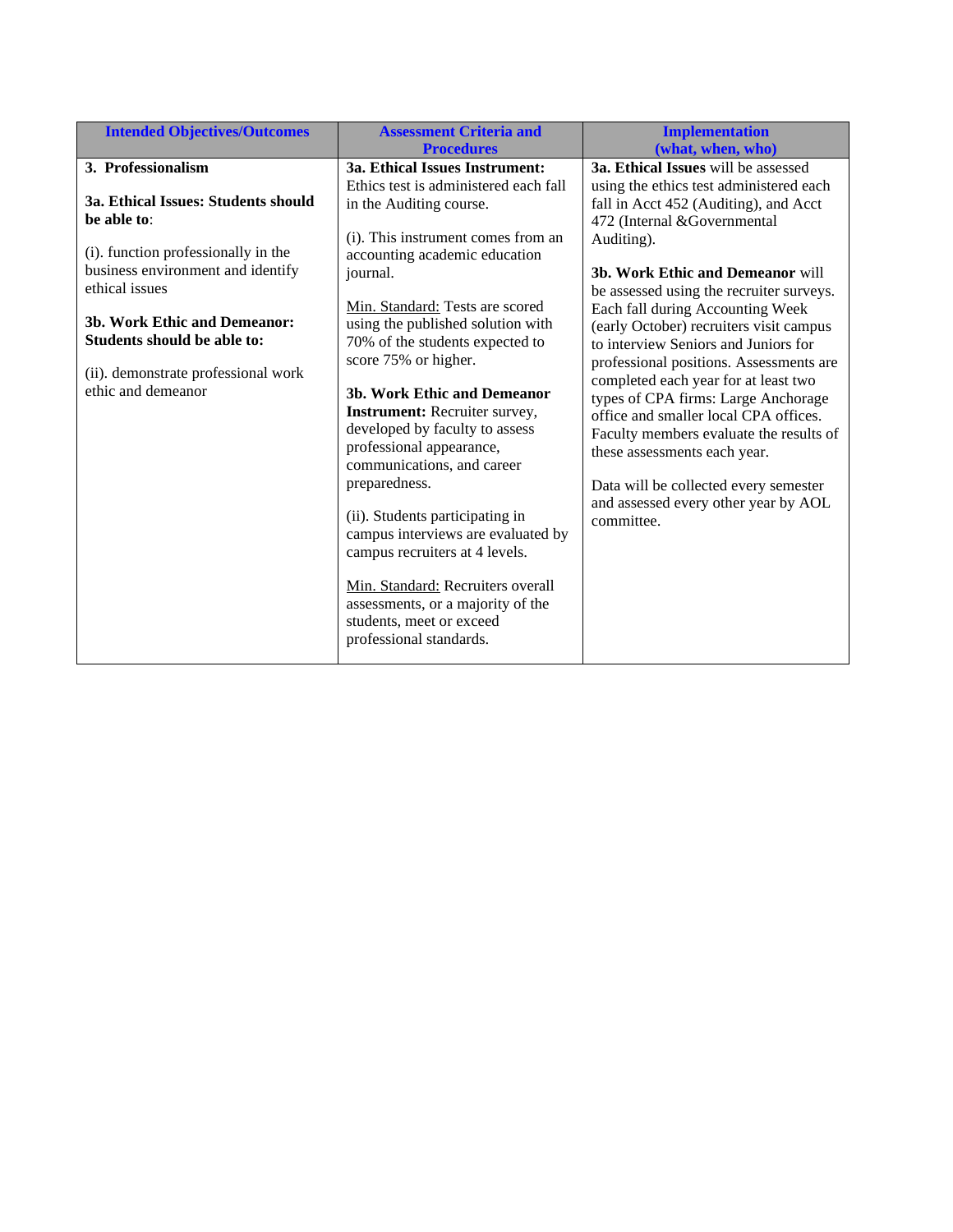| Intended Objectives/Outcomes | Assessment Criteria and Procedures | Implementation (what, when, who) |
| --- | --- | --- |
| **3. Professionalism**<br><br>**3a. Ethical Issues: Students should be able to**:<br><br>(i). function professionally in the business environment and identify ethical issues<br><br>**3b. Work Ethic and Demeanor: Students should be able to:**<br><br>(ii). demonstrate professional work ethic and demeanor | **3a. Ethical Issues Instrument:** Ethics test is administered each fall in the Auditing course.<br><br>(i). This instrument comes from an accounting academic education journal.<br><br>Min. Standard: Tests are scored using the published solution with 70% of the students expected to score 75% or higher.<br><br>**3b. Work Ethic and Demeanor Instrument:** Recruiter survey, developed by faculty to assess professional appearance, communications, and career preparedness.<br><br>(ii). Students participating in campus interviews are evaluated by campus recruiters at 4 levels.<br><br>Min. Standard: Recruiters overall assessments, or a majority of the students, meet or exceed professional standards. | **3a. Ethical Issues** will be assessed using the ethics test administered each fall in Acct 452 (Auditing), and Acct 472 (Internal &Governmental Auditing).<br><br>**3b. Work Ethic and Demeanor** will be assessed using the recruiter surveys. Each fall during Accounting Week (early October) recruiters visit campus to interview Seniors and Juniors for professional positions. Assessments are completed each year for at least two types of CPA firms: Large Anchorage office and smaller local CPA offices. Faculty members evaluate the results of these assessments each year.<br><br>Data will be collected every semester and assessed every other year by AOL committee. |